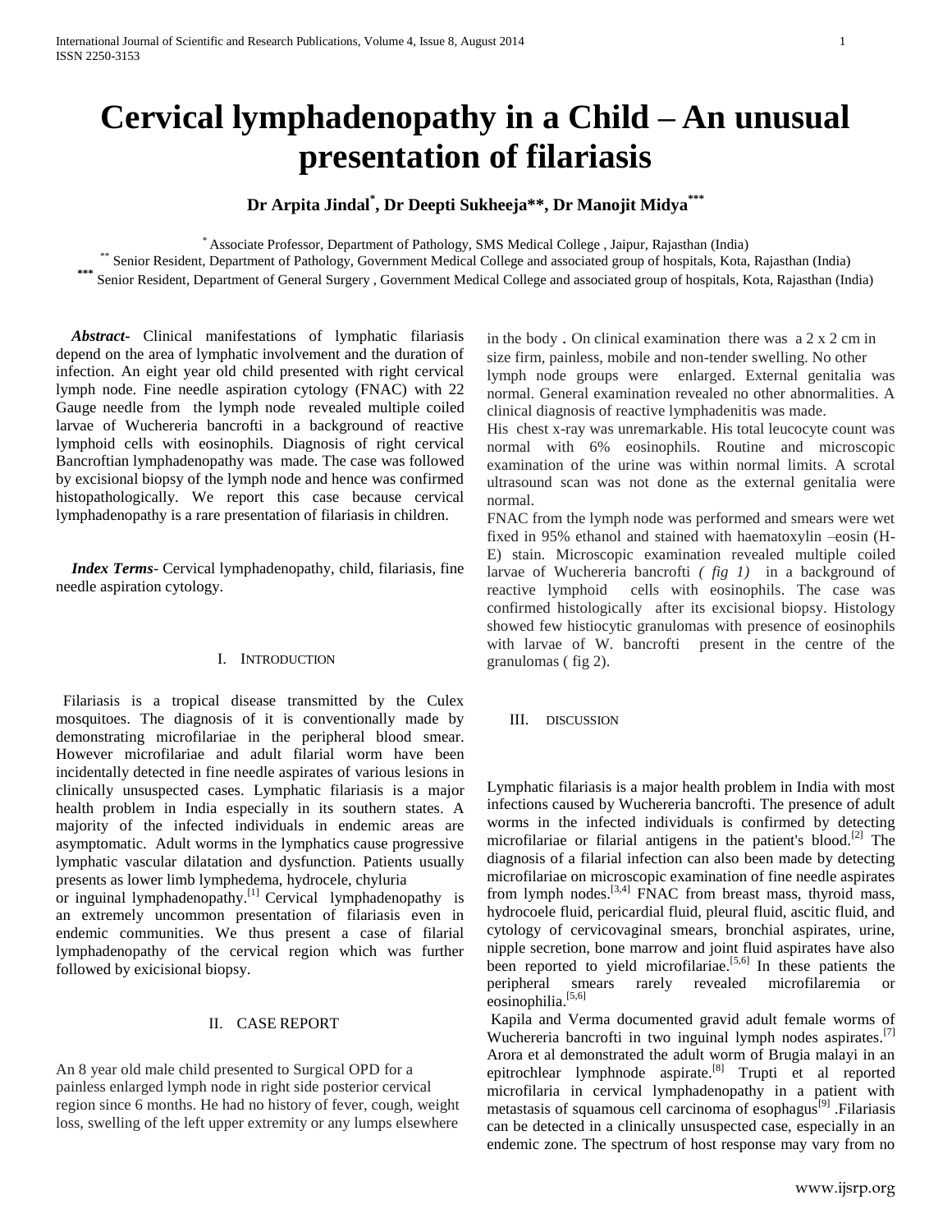# Cervical lymphadenopathy in a Child – An unusual presentation of filariasis

**Dr Arpita Jindal*, Dr Deepti Sukheeja**, Dr Manojit Midya*****

\* Associate Professor, Department of Pathology, SMS Medical College , Jaipur, Rajasthan (India)
\*\* Senior Resident, Department of Pathology, Government Medical College and associated group of hospitals, Kota, Rajasthan (India)
\*\*\* Senior Resident, Department of General Surgery , Government Medical College and associated group of hospitals, Kota, Rajasthan (India)

***Abstract-*** Clinical manifestations of lymphatic filariasis depend on the area of lymphatic involvement and the duration of infection. An eight year old child presented with right cervical lymph node. Fine needle aspiration cytology (FNAC) with 22 Gauge needle from the lymph node revealed multiple coiled larvae of Wuchereria bancrofti in a background of reactive lymphoid cells with eosinophils. Diagnosis of right cervical Bancroftian lymphadenopathy was made. The case was followed by excisional biopsy of the lymph node and hence was confirmed histopathologically. We report this case because cervical lymphadenopathy is a rare presentation of filariasis in children.

***Index Terms-*** Cervical lymphadenopathy, child, filariasis, fine needle aspiration cytology.

## I. Introduction

Filariasis is a tropical disease transmitted by the Culex mosquitoes. The diagnosis of it is conventionally made by demonstrating microfilariae in the peripheral blood smear. However microfilariae and adult filarial worm have been incidentally detected in fine needle aspirates of various lesions in clinically unsuspected cases. Lymphatic filariasis is a major health problem in India especially in its southern states. A majority of the infected individuals in endemic areas are asymptomatic. Adult worms in the lymphatics cause progressive lymphatic vascular dilatation and dysfunction. Patients usually presents as lower limb lymphedema, hydrocele, chyluria or inguinal lymphadenopathy.[1] Cervical lymphadenopathy is an extremely uncommon presentation of filariasis even in endemic communities. We thus present a case of filarial lymphadenopathy of the cervical region which was further followed by exicisional biopsy.

## II. Case Report

An 8 year old male child presented to Surgical OPD for a painless enlarged lymph node in right side posterior cervical region since 6 months. He had no history of fever, cough, weight loss, swelling of the left upper extremity or any lumps elsewhere in the body . On clinical examination there was a 2 x 2 cm in size firm, painless, mobile and non-tender swelling. No other lymph node groups were enlarged. External genitalia was normal. General examination revealed no other abnormalities. A clinical diagnosis of reactive lymphadenitis was made.

His chest x-ray was unremarkable. His total leucocyte count was normal with 6% eosinophils. Routine and microscopic examination of the urine was within normal limits. A scrotal ultrasound scan was not done as the external genitalia were normal.

FNAC from the lymph node was performed and smears were wet fixed in 95% ethanol and stained with haematoxylin –eosin (H-E) stain. Microscopic examination revealed multiple coiled larvae of Wuchereria bancrofti *( fig 1)* in a background of reactive lymphoid cells with eosinophils. The case was confirmed histologically after its excisional biopsy. Histology showed few histiocytic granulomas with presence of eosinophils with larvae of W. bancrofti present in the centre of the granulomas ( fig 2).

## III. Discussion

Lymphatic filariasis is a major health problem in India with most infections caused by Wuchereria bancrofti. The presence of adult worms in the infected individuals is confirmed by detecting microfilariae or filarial antigens in the patient's blood.[2] The diagnosis of a filarial infection can also been made by detecting microfilariae on microscopic examination of fine needle aspirates from lymph nodes.[3,4] FNAC from breast mass, thyroid mass, hydrocoele fluid, pericardial fluid, pleural fluid, ascitic fluid, and cytology of cervicovaginal smears, bronchial aspirates, urine, nipple secretion, bone marrow and joint fluid aspirates have also been reported to yield microfilariae.[5,6] In these patients the peripheral smears rarely revealed microfilaremia or eosinophilia.[5,6]

Kapila and Verma documented gravid adult female worms of Wuchereria bancrofti in two inguinal lymph nodes aspirates.[7] Arora et al demonstrated the adult worm of Brugia malayi in an epitrochlear lymphnode aspirate.[8] Trupti et al reported microfilaria in cervical lymphadenopathy in a patient with metastasis of squamous cell carcinoma of esophagus[9] .Filariasis can be detected in a clinically unsuspected case, especially in an endemic zone. The spectrum of host response may vary from no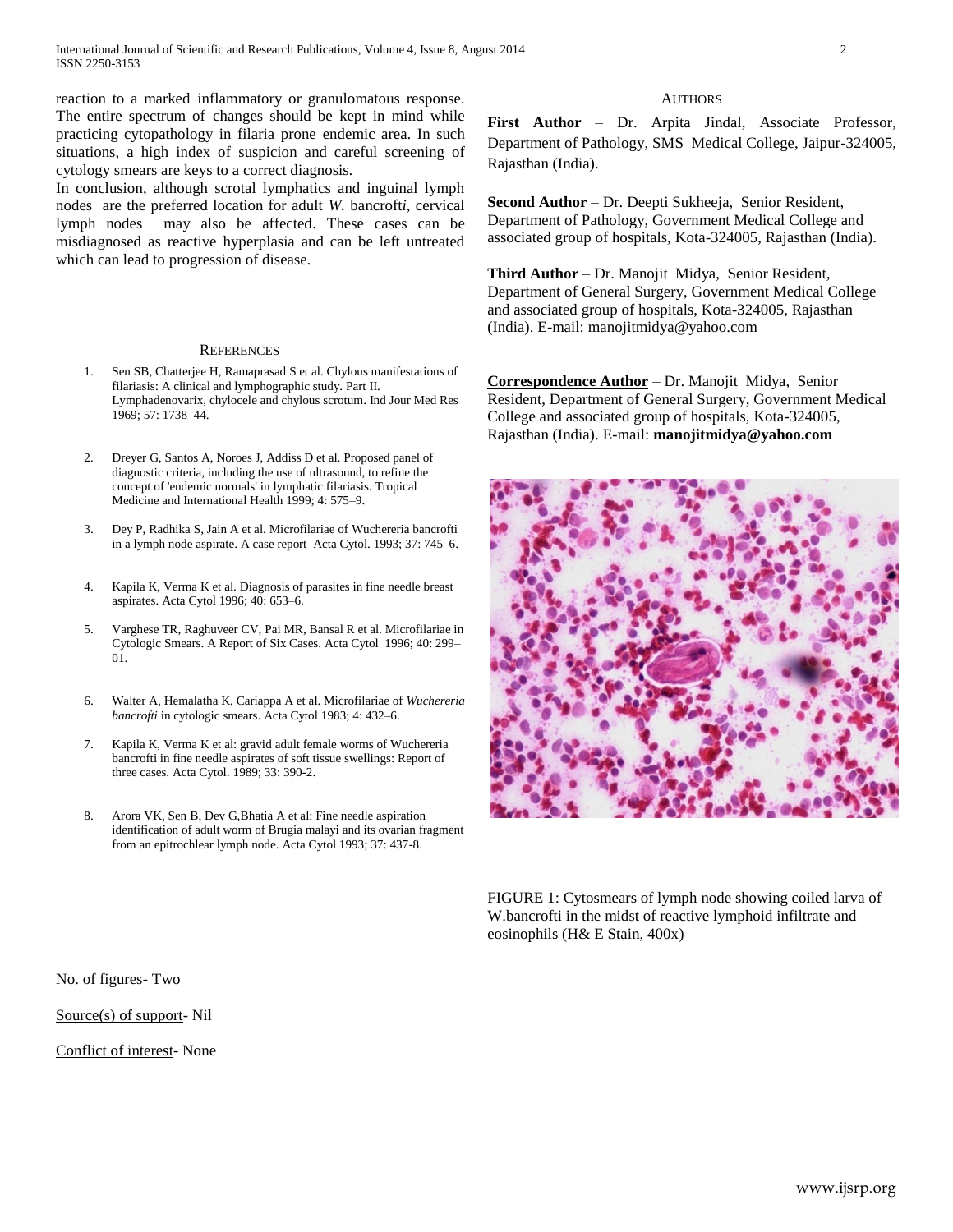reaction to a marked inflammatory or granulomatous response. The entire spectrum of changes should be kept in mind while practicing cytopathology in filaria prone endemic area. In such situations, a high index of suspicion and careful screening of cytology smears are keys to a correct diagnosis.

In conclusion, although scrotal lymphatics and inguinal lymph nodes are the preferred location for adult *W.* bancroft*i*, cervical lymph nodes may also be affected. These cases can be misdiagnosed as reactive hyperplasia and can be left untreated which can lead to progression of disease.

## References

1. Sen SB, Chatterjee H, Ramaprasad S et al. Chylous manifestations of filariasis: A clinical and lymphographic study. Part II. Lymphadenovarix, chylocele and chylous scrotum. Ind Jour Med Res 1969; 57: 1738–44.
2. Dreyer G, Santos A, Noroes J, Addiss D et al. Proposed panel of diagnostic criteria, including the use of ultrasound, to refine the concept of 'endemic normals' in lymphatic filariasis. Tropical Medicine and International Health 1999; 4: 575–9.
3. Dey P, Radhika S, Jain A et al. Microfilariae of Wuchereria bancrofti in a lymph node aspirate. A case report Acta Cytol. 1993; 37: 745–6.
4. Kapila K, Verma K et al. Diagnosis of parasites in fine needle breast aspirates. Acta Cytol 1996; 40: 653–6.
5. Varghese TR, Raghuveer CV, Pai MR, Bansal R et al. Microfilariae in Cytologic Smears. A Report of Six Cases. Acta Cytol 1996; 40: 299–01.
6. Walter A, Hemalatha K, Cariappa A et al. Microfilariae of *Wuchereria bancrofti* in cytologic smears. Acta Cytol 1983; 4: 432–6.
7. Kapila K, Verma K et al: gravid adult female worms of Wuchereria bancrofti in fine needle aspirates of soft tissue swellings: Report of three cases. Acta Cytol. 1989; 33: 390-2.
8. Arora VK, Sen B, Dev G,Bhatia A et al: Fine needle aspiration identification of adult worm of Brugia malayi and its ovarian fragment from an epitrochlear lymph node. Acta Cytol 1993; 37: 437-8.

## Authors

**First Author** – Dr. Arpita Jindal, Associate Professor, Department of Pathology, SMS Medical College, Jaipur-324005, Rajasthan (India).

**Second Author** – Dr. Deepti Sukheeja, Senior Resident, Department of Pathology, Government Medical College and associated group of hospitals, Kota-324005, Rajasthan (India).

**Third Author** – Dr. Manojit Midya, Senior Resident, Department of General Surgery, Government Medical College and associated group of hospitals, Kota-324005, Rajasthan (India). E-mail: manojitmidya@yahoo.com

**Correspondence Author** – Dr. Manojit Midya, Senior Resident, Department of General Surgery, Government Medical College and associated group of hospitals, Kota-324005, Rajasthan (India). E-mail: **manojitmidya@yahoo.com**

FIGURE 1: Cytosmears of lymph node showing coiled larva of W.bancrofti in the midst of reactive lymphoid infiltrate and eosinophils (H& E Stain, 400x)

No. of figures- Two

Source(s) of support- Nil

Conflict of interest- None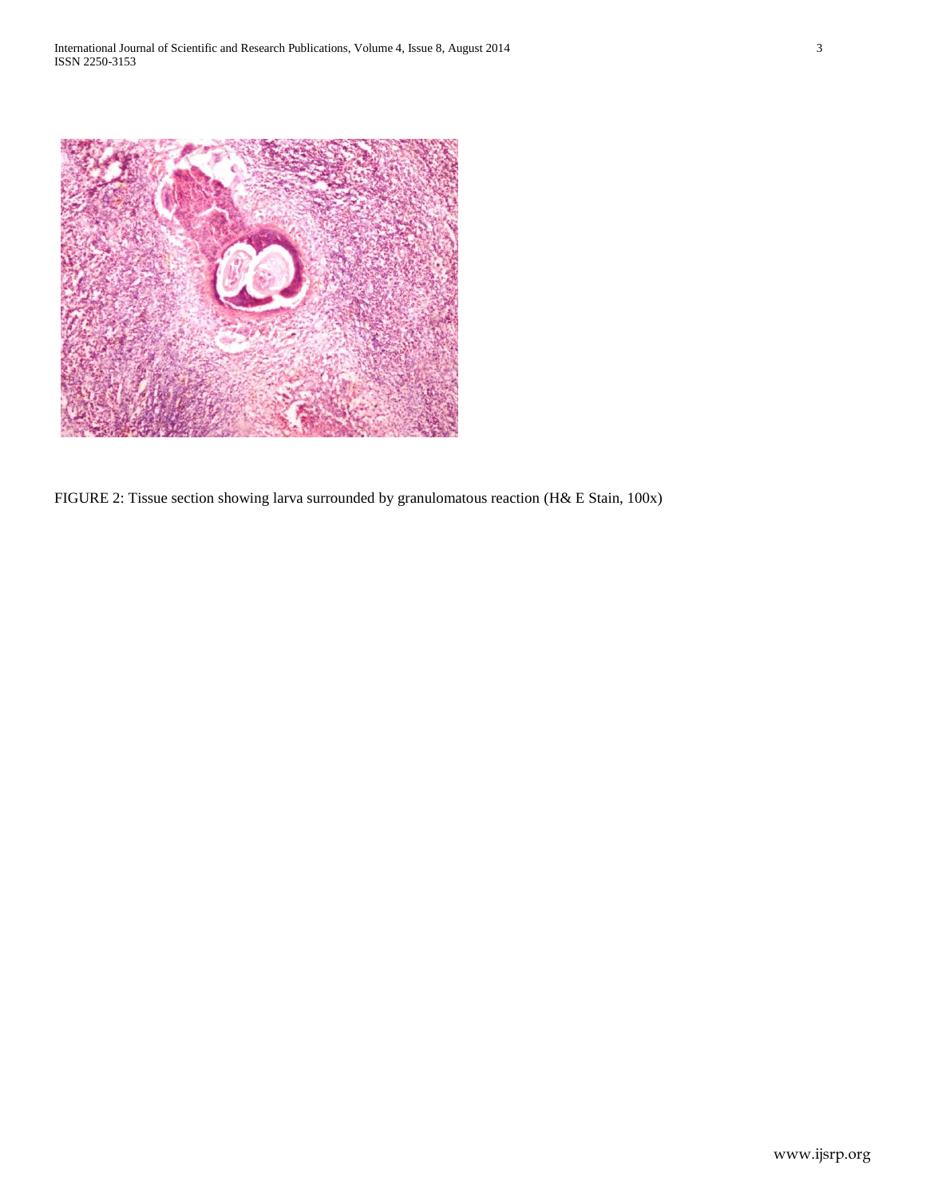FIGURE 2: Tissue section showing larva surrounded by granulomatous reaction (H& E Stain, 100x)